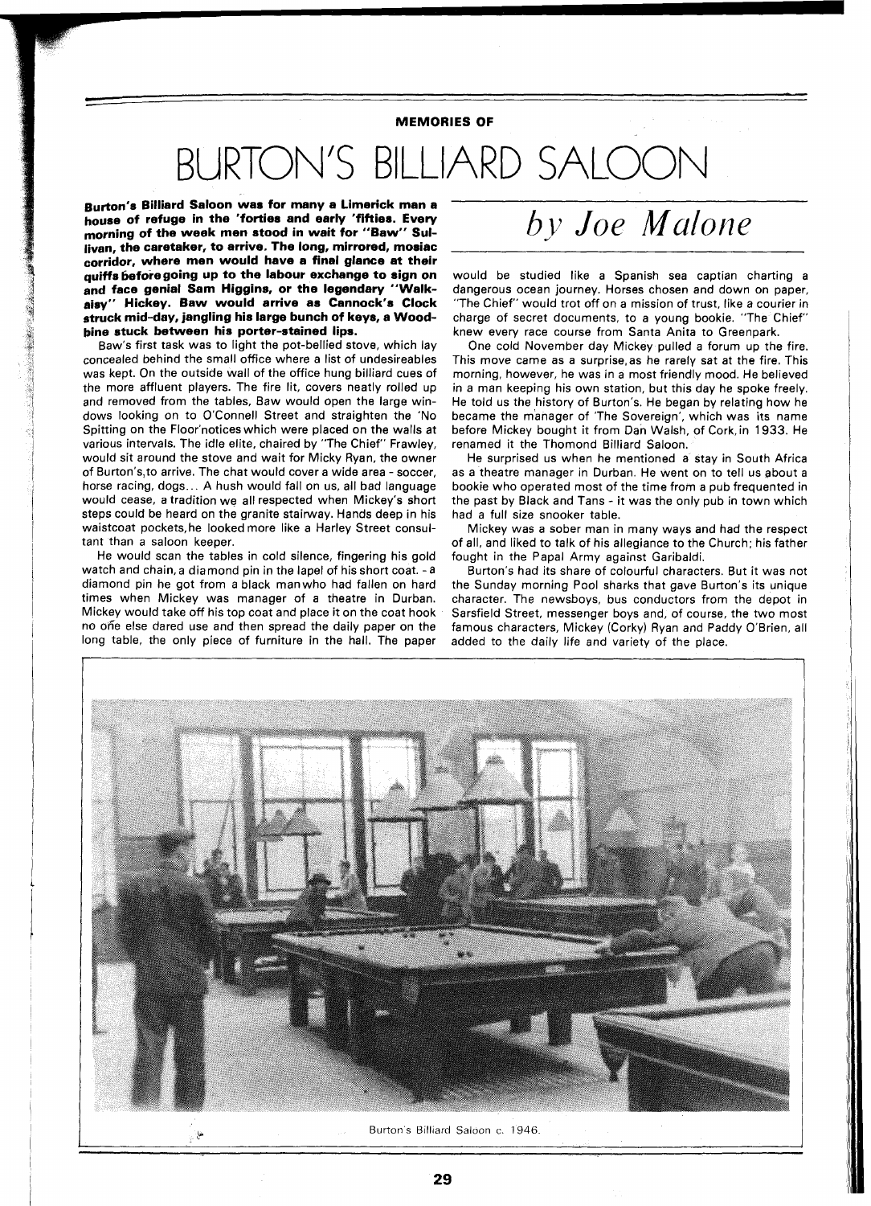**MEMORIES OF**

# BURTON'S BILLIARD SALOON

*by Joe Malone*

**Burton's Billiard Saloon was for many a Limerick man a house of refuge in the 'forties and early 'fifties. Every morning of the week men stood in wait for "Baw" Sullivan, the caretaker, to arrive. The long, mirrored, mosiac corridor, where men would have a final glance at their quiffs before going up to the labour exchange to sign on and face genial Sam Higgins, or the legendary "Walkaisy" Hickey. Baw would arrive as Cannock's Clock struck mid-day, jangling his large bunch of keys, a Woodbine stuck between his porter-stained lips.**

Baw's first task was to light the pot-bellied stove, which lay concealed behind the small office where a list of undesireables was kept. On the outside wall of the office hung billiard cues of the more affluent players. The fire lit, covers neatly rolled up and removed from the tables, Baw would open the large windows looking on to O'Connell Street and straighten the 'No Spitting on the Floor'notices which were placed on the walls at various intervals. The idle elite, chaired by "The Chief" Frawley, would sit around the stove and wait for Micky Ryan, the owner of Burton's,to arrive. The chat would cover a wide area - soccer, horse racing, dogs... A hush would fall on us, all bad language would cease, a tradition we all respected when Mickey's short steps could be heard on the granite stairway. Hands deep in his waistcoat pockets,he looked more like a Harley Street consultant than a saloon keeper.

He would scan the tables in cold silence, fingering his gold watch and chain, a diamond pin in the lapel of his short coat. - a diamond pin he got from a black manwho had fallen on hard times when Mickey was manager of a theatre in Durban. Mickey would take off his top coat and place it on the coat hook no one else dared use and then spread the daily paper on the long table, the only piece of furniture in the hall. The paper would be studied like a Spanish sea captian charting a dangerous ocean journey. Horses chosen and down on paper, "The Chief" would trot off on a mission of trust, like a courier in charge of secret documents, to a young bookie. "The Chief" knew every race course from Santa Anita to Greenpark.

One cold November day Mickey pulled a forum up the fire. This move came as a surprise,as he rarely sat at the fire. This morning, however, he was in a most friendly mood. He believed in a man keeping his own station, but this day he spoke freely. He told us the history of Burton's. He began by relating how he became the manager of 'The Sovereign', which was its name before Mickey bought it from Dan Walsh, of Cork,in 1933. He renamed it the Thomond Billiard Saloon.

He surprised us when he mentioned a stay in South Africa as a theatre manager in Durban. He went on to tell us about a bookie who operated most of the time from a pub frequented in the past by Black and Tans - it was the only pub in town which had a full size snooker table.

Mickey was a sober man in many ways and had the respect of all, and liked to talk of his allegiance to the Church; his father fought in the Papal Army against Garibaldi.

Burton's had its share of colourful characters. But it was not the Sunday morning Pool sharks that gave Burton's its unique character. The newsboys, bus conductors from the depot in Sarsfield Street, messenger boys and, of course, the two most famous characters, Mickey (Corky) Ryan and Paddy O'Brien, all added to the daily life and variety of the place.

Burton's Billiard Saloon c. 1946.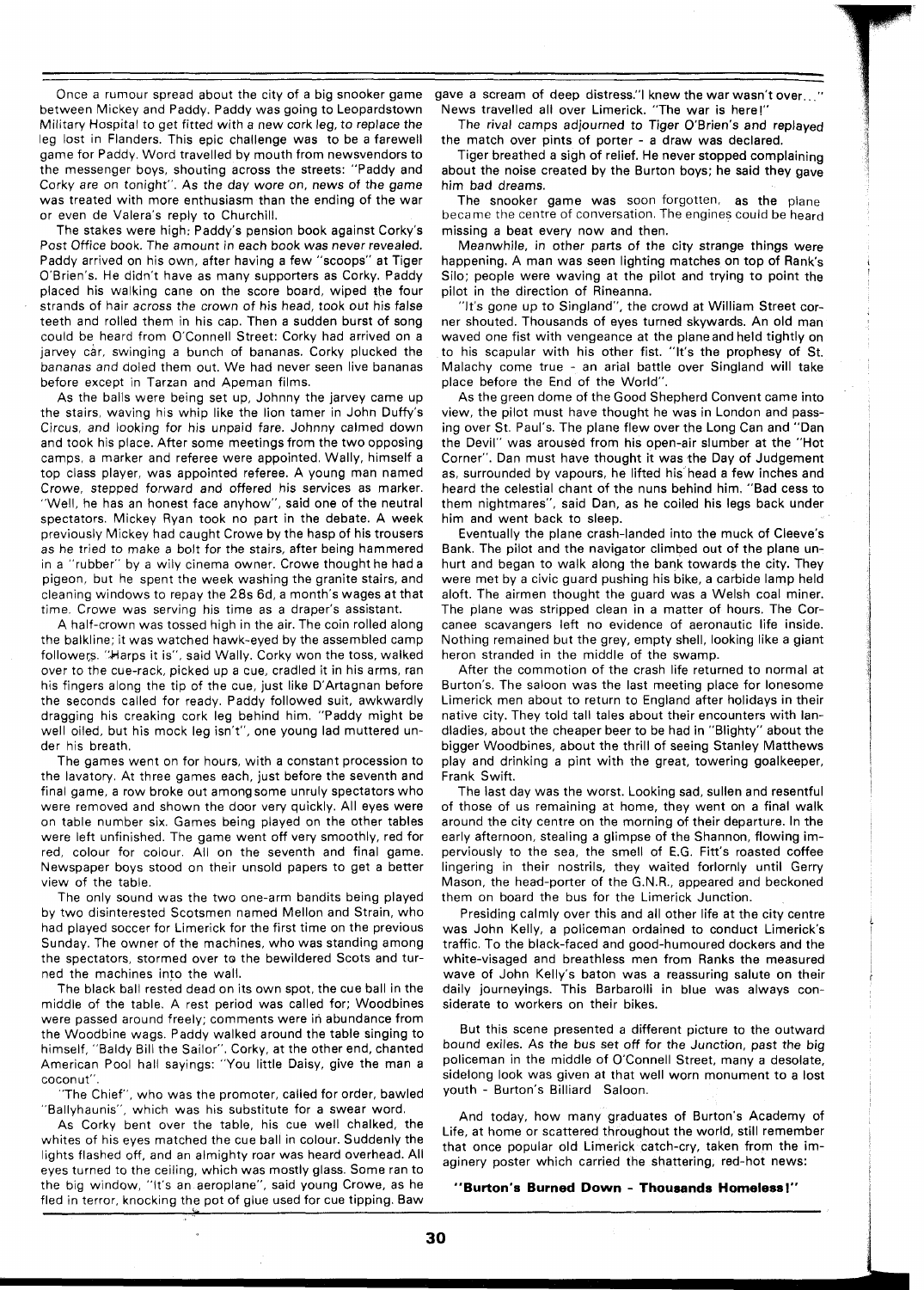Once a rumour spread about the city of a big snooker game between Mickey and Paddy. Paddy was going to Leopardstown Military Hospital to get fitted with a new cork leg, to replace the leg lost in Flanders. This epic challenge was to be a farewell game for Paddy. Word travelled by mouth from newsvendors to the messenger boys, shouting across the streets: "Paddy and Corky are on tonight". As the day wore on, news of the game was treated with more enthusiasm than the ending of the war or even de Valera's reply to Churchill.

The stakes were high: Paddy's pension book against Corky's Post Office book. The amount in each book was never revealed. Paddy arrived on his own, after having a few "scoops" at Tiger O'Brien's. He didn't have as many supporters as Corky. Paddy placed his walking cane on the score board, wiped the four strands of hair across the crown of his head, took out his false teeth and rolled them in his cap. Then a sudden burst of song could be heard from O'Connell Street: Corky had arrived on a jarvey car, swinging a bunch of bananas. Corky plucked the bananas and doled them out. We had never seen live bananas before except in Tarzan and Apeman films.

As the balls were being set up, Johnny the jarvey came up the stairs, waving his whip like the lion tamer in John Duffy's Circus, and looking for his unpaid fare. Johnny calmed down and took his place. After some meetings from the two opposing camps, a marker and referee were appointed. Wally, himself a top class player, was appointed referee. A young man named Crowe, stepped forward and offered his services as marker. "Well, he has an honest face anyhow", said one of the neutral spectators. Mickey Ryan took no part in the debate. A week previously Mickey had caught Crowe by the hasp of his trousers as he tried to make a bolt for the stairs, after being hammered in a "rubber" by a wily cinema owner. Crowe thought he had a pigeon, but he spent the week washing the granite stairs, and cleaning windows to repay the 28s 6d, a month's wages at that time. Crowe was serving his time as a draper's assistant.

A half-crown was tossed high in the air. The coin rolled along the balkline; it was watched hawk-eyed by the assembled camp followers. "Harps it is", said Wally. Corky won the toss, walked over to the cue-rack, picked up a cue, cradled it in his arms, ran his fingers along the tip of the cue, just like D'Artagnan before the seconds called for ready. Paddy followed suit, awkwardly dragging his creaking cork leg behind him. "Paddy might be well oiled, but his mock leg isn't", one young lad muttered under his breath.

The games went on for hours, with a constant procession to the lavatory. At three games each, just before the seventh and final game, a row broke out among some unruly spectators who were removed and shown the door very quickly. All eyes were on table number six. Games being played on the other tables were left unfinished. The game went off very smoothly, red for red, colour for colour. All on the seventh and final game. Newspaper boys stood on their unsold papers to get a better view of the table.

The only sound was the two one-arm bandits being played by two disinterested Scotsmen named Mellon and Strain, who had played soccer for Limerick for the first time on the previous Sunday. The owner of the machines, who was standing among the spectators, stormed over to the bewildered Scots and turned the machines into the wall.

The black ball rested dead on its own spot, the cue ball in the middle of the table. A rest period was called for; Woodbines were passed around freely; comments were in abundance from the Woodbine wags. Paddy walked around the table singing to himself, "Baldy Bill the Sailor". Corky, at the other end, chanted American Pool hall sayings: "You little Daisy, give the man a coconut".

"The Chief", who was the promoter, called for order, bawled "Ballyhaunis", which was his substitute for a swear word.

As Corky bent over the table, his cue well chalked, the whites of his eyes matched the cue ball in colour. Suddenly the lights flashed off, and an almighty roar was heard overhead. All eyes turned to the ceiling, which was mostly glass. Some ran to the big window, "It's an aeroplane", said young Crowe, as he fled in terror, knocking the pot of glue used for cue tipping. Baw gave a scream of deep distress."I knew the war wasn't over..." News travelled all over Limerick. "The war is here!"

The rival camps adjourned to Tiger O'Brien's and replayed the match over pints of porter - a draw was declared.

Tiger breathed a sigh of relief. He never stopped complaining about the noise created by the Burton boys; he said they gave him bad dreams.

The snooker game was soon forgotten, as the plane became the centre of conversation. The engines could be heard missing a beat every now and then.

Meanwhile, in other parts of the city strange things were happening. A man was seen lighting matches on top of Rank's Silo; people were waving at the pilot and trying to point the pilot in the direction of Rineanna.

"It's gone up to Singland", the crowd at William Street corner shouted. Thousands of eyes turned skywards. An old man waved one fist with vengeance at the plane and held tightly on to his scapular with his other fist. "It's the prophesy of St. Malachy come true - an arial battle over Singland will take place before the End of the World".

As the green dome of the Good Shepherd Convent came into view, the pilot must have thought he was in London and passing over St. Paul's. The plane flew over the Long Can and "Dan the Devil" was aroused from his open-air slumber at the "Hot Corner". Dan must have thought it was the Day of Judgement as, surrounded by vapours, he lifted his head a few inches and heard the celestial chant of the nuns behind him. "Bad cess to them nightmares", said Dan, as he coiled his legs back under him and went back to sleep.

Eventually the plane crash-landed into the muck of Cleeve's Bank. The pilot and the navigator climbed out of the plane unhurt and began to walk along the bank towards the city. They were met by a civic guard pushing his bike, a carbide lamp held aloft. The airmen thought the guard was a Welsh coal miner. The plane was stripped clean in a matter of hours. The Corcanee scavangers left no evidence of aeronautic life inside. Nothing remained but the grey, empty shell, looking like a giant heron stranded in the middle of the swamp.

After the commotion of the crash life returned to normal at Burton's. The saloon was the last meeting place for lonesome Limerick men about to return to England after holidays in their native city. They told tall tales about their encounters with landladies, about the cheaper beer to be had in "Blighty" about the bigger Woodbines, about the thrill of seeing Stanley Matthews play and drinking a pint with the great, towering goalkeeper, Frank Swift.

The last day was the worst. Looking sad, sullen and resentful of those of us remaining at home, they went on a final walk around the city centre on the morning of their departure. In the early afternoon, stealing a glimpse of the Shannon, flowing imperviously to the sea, the smell of E.G. Fitt's roasted coffee lingering in their nostrils, they waited forlornly until Gerry Mason, the head-porter of the G.N.R., appeared and beckoned them on board the bus for the Limerick Junction.

Presiding calmly over this and all other life at the city centre was John Kelly, a policeman ordained to conduct Limerick's traffic. To the black-faced and good-humoured dockers and the white-visaged and breathless men from Ranks the measured wave of John Kelly's baton was a reassuring salute on their daily journeyings. This Barbarolli in blue was always considerate to workers on their bikes.

But this scene presented a different picture to the outward bound exiles. As the bus set off for the Junction, past the big policeman in the middle of O'Connell Street, many a desolate, sidelong look was given at that well worn monument to a lost youth - Burton's Billiard Saloon.

And today, how many graduates of Burton's Academy of Life, at home or scattered throughout the world, still remember that once popular old Limerick catch-cry, taken from the imaginery poster which carried the shattering, red-hot news:

**"Burton's Burned Down - Thousands Homeless!"**